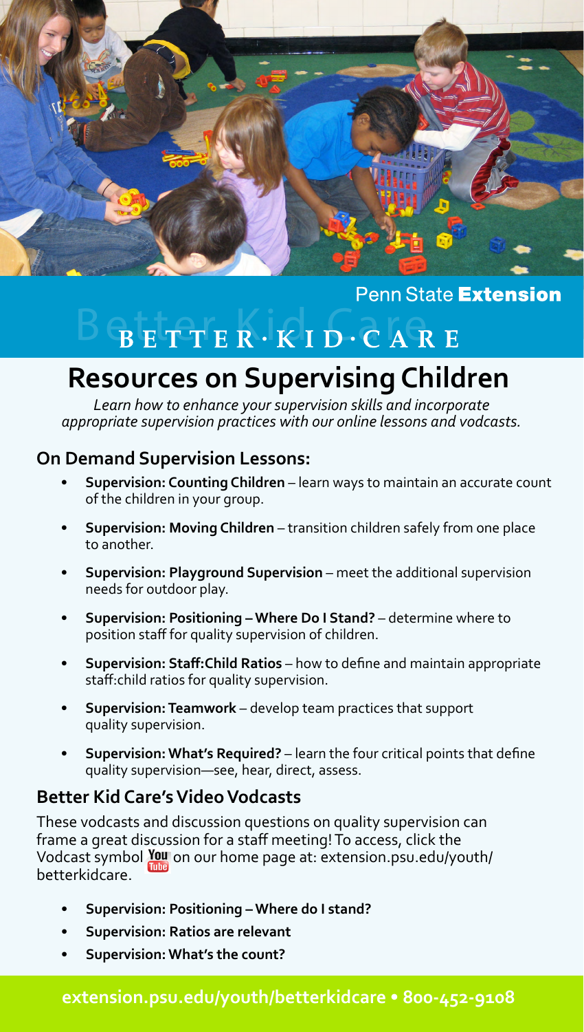Penn State **Extension**

BETTER·KID·CARE

# Resources on Supervising Children

*Learn how to enhance your supervision skills and incorporate appropriate supervision practices with our online lessons and vodcasts.*

## On Demand Supervision Lessons:

- **Supervision: Counting Children** – learn ways to maintain an accurate count of the children in your group.
- **Supervision: Moving Children** – transition children safely from one place to another.
- **Supervision: Playground Supervision** – meet the additional supervision needs for outdoor play.
- **Supervision: Positioning – Where Do I Stand?** – determine where to position staff for quality supervision of children.
- **Supervision: Staff:Child Ratios** – how to define and maintain appropriate staff:child ratios for quality supervision.
- **Supervision: Teamwork** – develop team practices that support quality supervision.
- **Supervision: What's Required?** – learn the four critical points that define quality supervision—see, hear, direct, assess.

## Better Kid Care's Video Vodcasts

These vodcasts and discussion questions on quality supervision can frame a great discussion for a staff meeting! To access, click the Vodcast symbol YouTube on our home page at: extension.psu.edu/youth/betterkidcare.

- **Supervision: Positioning – Where do I stand?**
- **Supervision: Ratios are relevant**
- **Supervision: What's the count?**

**extension.psu.edu/youth/betterkidcare • 800-452-9108**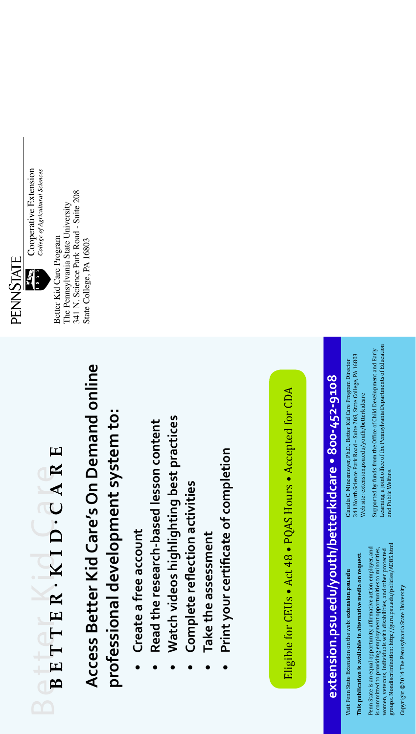# BETTER·KID·CARE

## Access Better Kid Care's On Demand online professional development system to:

- Create a free account
- Read the research-based lesson content
- Watch videos highlighting best practices
- Complete reflection activities
- Take the assessment
- Print your certificate of completion

Eligible for CEUs • Act 48 • PQAS Hours • Accepted for CDA

## extension.psu.edu/youth/betterkidcare • 800-452-9108

Visit Penn State Extension on the web: **extension.psu.edu**

**This publication is available in alternative media on request.**

Penn State is an equal opportunity, affirmative action employer, and is committed to providing employment opportunities to minorities, women, veterans, individuals with disabilities, and other protected groups. Nondiscrimination: http://guru.psu.edu/policies/AD85.html

Copyright ©2014 The Pennsylvania State University

Claudia C. Mincemoyer, Ph.D., Better Kid Care Program Director
341 North Science Park Road – Suite 208, State College, PA 16803
Web site: extension.psu.edu/youth/betterkidcare

Supported by funds from the Office of Child Development and Early Learning, a joint office of the Pennsylvania Departments of Education and Public Welfare.

PENNSTATE
1855
Cooperative Extension
*College of Agricultural Sciences*

Better Kid Care Program
The Pennsylvania State University
341 N. Science Park Road - Suite 208
State College, PA 16803